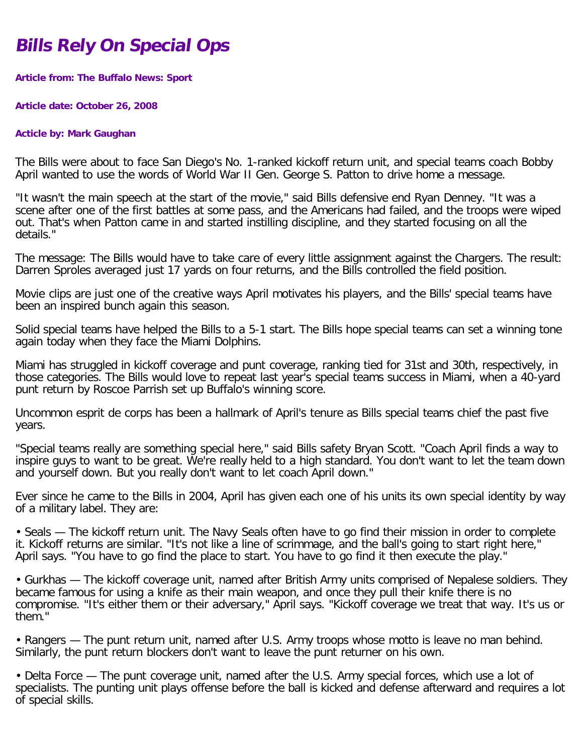# *Bills Rely On Special Ops*

**Article from: The Buffalo News: Sport**

**Article date: October 26, 2008**

**Article by: Mark Gaughan**

The Bills were about to face San Diego's No. 1-ranked kickoff return unit, and special teams coach Bobby April wanted to use the words of World War II Gen. George S. Patton to drive home a message.

"It wasn't the main speech at the start of the movie," said Bills defensive end Ryan Denney. "It was a scene after one of the first battles at some pass, and the Americans had failed, and the troops were wiped out. That's when Patton came in and started instilling discipline, and they started focusing on all the details."

The message: The Bills would have to take care of every little assignment against the Chargers. The result: Darren Sproles averaged just 17 yards on four returns, and the Bills controlled the field position.

Movie clips are just one of the creative ways April motivates his players, and the Bills' special teams have been an inspired bunch again this season.

Solid special teams have helped the Bills to a 5-1 start. The Bills hope special teams can set a winning tone again today when they face the Miami Dolphins.

Miami has struggled in kickoff coverage and punt coverage, ranking tied for 31st and 30th, respectively, in those categories. The Bills would love to repeat last year's special teams success in Miami, when a 40-yard punt return by Roscoe Parrish set up Buffalo's winning score.

Uncommon esprit de corps has been a hallmark of April's tenure as Bills special teams chief the past five years.

"Special teams really are something special here," said Bills safety Bryan Scott. "Coach April finds a way to inspire guys to want to be great. We're really held to a high standard. You don't want to let the team down and yourself down. But you really don't want to let coach April down."

Ever since he came to the Bills in 2004, April has given each one of his units its own special identity by way of a military label. They are:

- Seals — The kickoff return unit. The Navy Seals often have to go find their mission in order to complete it. Kickoff returns are similar. "It's not like a line of scrimmage, and the ball's going to start right here," April says. "You have to go find the place to start. You have to go find it then execute the play."

- Gurkhas — The kickoff coverage unit, named after British Army units comprised of Nepalese soldiers. They became famous for using a knife as their main weapon, and once they pull their knife there is no compromise. "It's either them or their adversary," April says. "Kickoff coverage we treat that way. It's us or them."

- Rangers — The punt return unit, named after U.S. Army troops whose motto is leave no man behind. Similarly, the punt return blockers don't want to leave the punt returner on his own.

- Delta Force — The punt coverage unit, named after the U.S. Army special forces, which use a lot of specialists. The punting unit plays offense before the ball is kicked and defense afterward and requires a lot of special skills.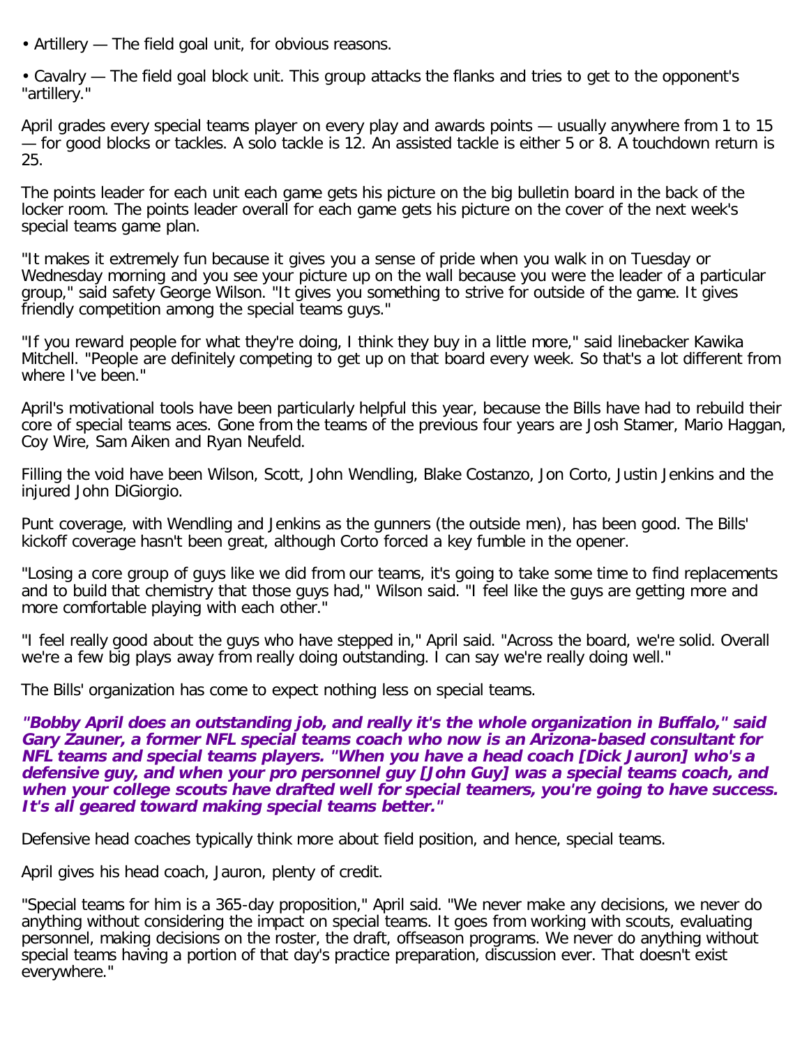• Artillery — The field goal unit, for obvious reasons.

• Cavalry — The field goal block unit. This group attacks the flanks and tries to get to the opponent's "artillery."

April grades every special teams player on every play and awards points — usually anywhere from 1 to 15 — for good blocks or tackles. A solo tackle is 12. An assisted tackle is either 5 or 8. A touchdown return is 25.

The points leader for each unit each game gets his picture on the big bulletin board in the back of the locker room. The points leader overall for each game gets his picture on the cover of the next week's special teams game plan.

"It makes it extremely fun because it gives you a sense of pride when you walk in on Tuesday or Wednesday morning and you see your picture up on the wall because you were the leader of a particular group," said safety George Wilson. "It gives you something to strive for outside of the game. It gives friendly competition among the special teams guys."

"If you reward people for what they're doing, I think they buy in a little more," said linebacker Kawika Mitchell. "People are definitely competing to get up on that board every week. So that's a lot different from where I've been."

April's motivational tools have been particularly helpful this year, because the Bills have had to rebuild their core of special teams aces. Gone from the teams of the previous four years are Josh Stamer, Mario Haggan, Coy Wire, Sam Aiken and Ryan Neufeld.

Filling the void have been Wilson, Scott, John Wendling, Blake Costanzo, Jon Corto, Justin Jenkins and the injured John DiGiorgio.

Punt coverage, with Wendling and Jenkins as the gunners (the outside men), has been good. The Bills' kickoff coverage hasn't been great, although Corto forced a key fumble in the opener.

"Losing a core group of guys like we did from our teams, it's going to take some time to find replacements and to build that chemistry that those guys had," Wilson said. "I feel like the guys are getting more and more comfortable playing with each other."

"I feel really good about the guys who have stepped in," April said. "Across the board, we're solid. Overall we're a few big plays away from really doing outstanding. I can say we're really doing well."

The Bills' organization has come to expect nothing less on special teams.

***"Bobby April does an outstanding job, and really it's the whole organization in Buffalo," said Gary Zauner, a former NFL special teams coach who now is an Arizona-based consultant for NFL teams and special teams players. "When you have a head coach [Dick Jauron] who's a defensive guy, and when your pro personnel guy [John Guy] was a special teams coach, and when your college scouts have drafted well for special teamers, you're going to have success. It's all geared toward making special teams better."***

Defensive head coaches typically think more about field position, and hence, special teams.

April gives his head coach, Jauron, plenty of credit.

"Special teams for him is a 365-day proposition," April said. "We never make any decisions, we never do anything without considering the impact on special teams. It goes from working with scouts, evaluating personnel, making decisions on the roster, the draft, offseason programs. We never do anything without special teams having a portion of that day's practice preparation, discussion ever. That doesn't exist everywhere."